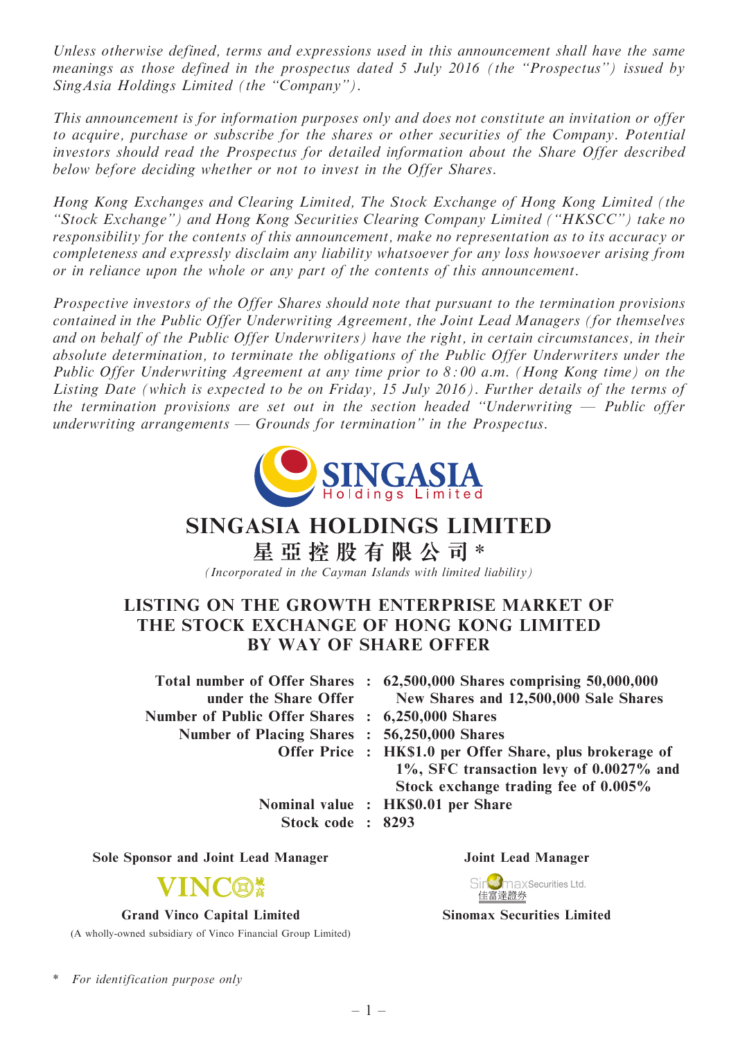*Unless otherwise defined, terms and expressions used in this announcement shall have the same meanings as those defined in the prospectus dated 5 July 2016 (the "Prospectus") issued by SingAsia Holdings Limited (the "Company").*

*This announcement is for information purposes only and does not constitute an invitation or offer to acquire, purchase or subscribe for the shares or other securities of the Company. Potential investors should read the Prospectus for detailed information about the Share Offer described below before deciding whether or not to invest in the Offer Shares.*

*Hong Kong Exchanges and Clearing Limited, The Stock Exchange of Hong Kong Limited (the "Stock Exchange") and Hong Kong Securities Clearing Company Limited ("HKSCC") take no responsibility for the contents of this announcement, make no representation as to its accuracy or completeness and expressly disclaim any liability whatsoever for any loss howsoever arising from or in reliance upon the whole or any part of the contents of this announcement.*

*Prospective investors of the Offer Shares should note that pursuant to the termination provisions contained in the Public Offer Underwriting Agreement, the Joint Lead Managers (for themselves and on behalf of the Public Offer Underwriters) have the right, in certain circumstances, in their absolute determination, to terminate the obligations of the Public Offer Underwriters under the Public Offer Underwriting Agreement at any time prior to 8:00 a.m. (Hong Kong time) on the Listing Date (which is expected to be on Friday, 15 July 2016). Further details of the terms of the termination provisions are set out in the section headed "Underwriting — Public offer underwriting arrangements — Grounds for termination" in the Prospectus.*

SINGASIA Holdings Limited

# SINGASIA HOLDINGS LIMITED

# 星亞控股有限公司*

*(Incorporated in the Cayman Islands with limited liability)*

## LISTING ON THE GROWTH ENTERPRISE MARKET OF THE STOCK EXCHANGE OF HONG KONG LIMITED BY WAY OF SHARE OFFER

| | | |
|---|---|---|
| **Total number of Offer Shares under the Share Offer** | **:** | **62,500,000 Shares comprising 50,000,000 New Shares and 12,500,000 Sale Shares** |
| **Number of Public Offer Shares** | **:** | **6,250,000 Shares** |
| **Number of Placing Shares** | **:** | **56,250,000 Shares** |
| **Offer Price** | **:** | **HK$1.0 per Offer Share, plus brokerage of 1%, SFC transaction levy of 0.0027% and Stock exchange trading fee of 0.005%** |
| **Nominal value** | **:** | **HK$0.01 per Share** |
| **Stock code** | **:** | **8293** |

**Sole Sponsor and Joint Lead Manager**

VINCO 域高

**Grand Vinco Capital Limited**

(A wholly-owned subsidiary of Vinco Financial Group Limited)

**Joint Lead Manager**

Sinomax Securities Ltd. 佳富達證券

**Sinomax Securities Limited**

\* *For identification purpose only*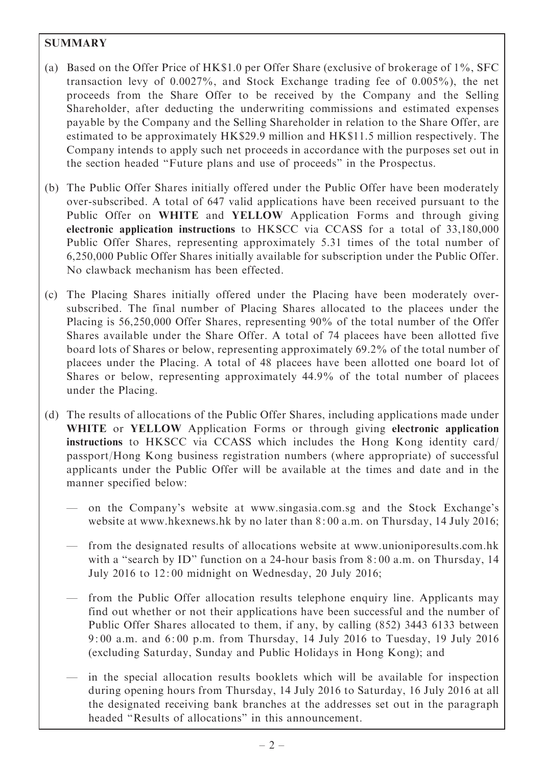## SUMMARY

(a) Based on the Offer Price of HK$1.0 per Offer Share (exclusive of brokerage of 1%, SFC transaction levy of 0.0027%, and Stock Exchange trading fee of 0.005%), the net proceeds from the Share Offer to be received by the Company and the Selling Shareholder, after deducting the underwriting commissions and estimated expenses payable by the Company and the Selling Shareholder in relation to the Share Offer, are estimated to be approximately HK$29.9 million and HK$11.5 million respectively. The Company intends to apply such net proceeds in accordance with the purposes set out in the section headed "Future plans and use of proceeds" in the Prospectus.

(b) The Public Offer Shares initially offered under the Public Offer have been moderately over-subscribed. A total of 647 valid applications have been received pursuant to the Public Offer on **WHITE** and **YELLOW** Application Forms and through giving **electronic application instructions** to HKSCC via CCASS for a total of 33,180,000 Public Offer Shares, representing approximately 5.31 times of the total number of 6,250,000 Public Offer Shares initially available for subscription under the Public Offer. No clawback mechanism has been effected.

(c) The Placing Shares initially offered under the Placing have been moderately over-subscribed. The final number of Placing Shares allocated to the placees under the Placing is 56,250,000 Offer Shares, representing 90% of the total number of the Offer Shares available under the Share Offer. A total of 74 placees have been allotted five board lots of Shares or below, representing approximately 69.2% of the total number of placees under the Placing. A total of 48 placees have been allotted one board lot of Shares or below, representing approximately 44.9% of the total number of placees under the Placing.

(d) The results of allocations of the Public Offer Shares, including applications made under **WHITE** or **YELLOW** Application Forms or through giving **electronic application instructions** to HKSCC via CCASS which includes the Hong Kong identity card/passport/Hong Kong business registration numbers (where appropriate) of successful applicants under the Public Offer will be available at the times and date and in the manner specified below:

— on the Company's website at www.singasia.com.sg and the Stock Exchange's website at www.hkexnews.hk by no later than 8:00 a.m. on Thursday, 14 July 2016;

— from the designated results of allocations website at www.unioniporesults.com.hk with a "search by ID" function on a 24-hour basis from 8:00 a.m. on Thursday, 14 July 2016 to 12:00 midnight on Wednesday, 20 July 2016;

— from the Public Offer allocation results telephone enquiry line. Applicants may find out whether or not their applications have been successful and the number of Public Offer Shares allocated to them, if any, by calling (852) 3443 6133 between 9:00 a.m. and 6:00 p.m. from Thursday, 14 July 2016 to Tuesday, 19 July 2016 (excluding Saturday, Sunday and Public Holidays in Hong Kong); and

— in the special allocation results booklets which will be available for inspection during opening hours from Thursday, 14 July 2016 to Saturday, 16 July 2016 at all the designated receiving bank branches at the addresses set out in the paragraph headed "Results of allocations" in this announcement.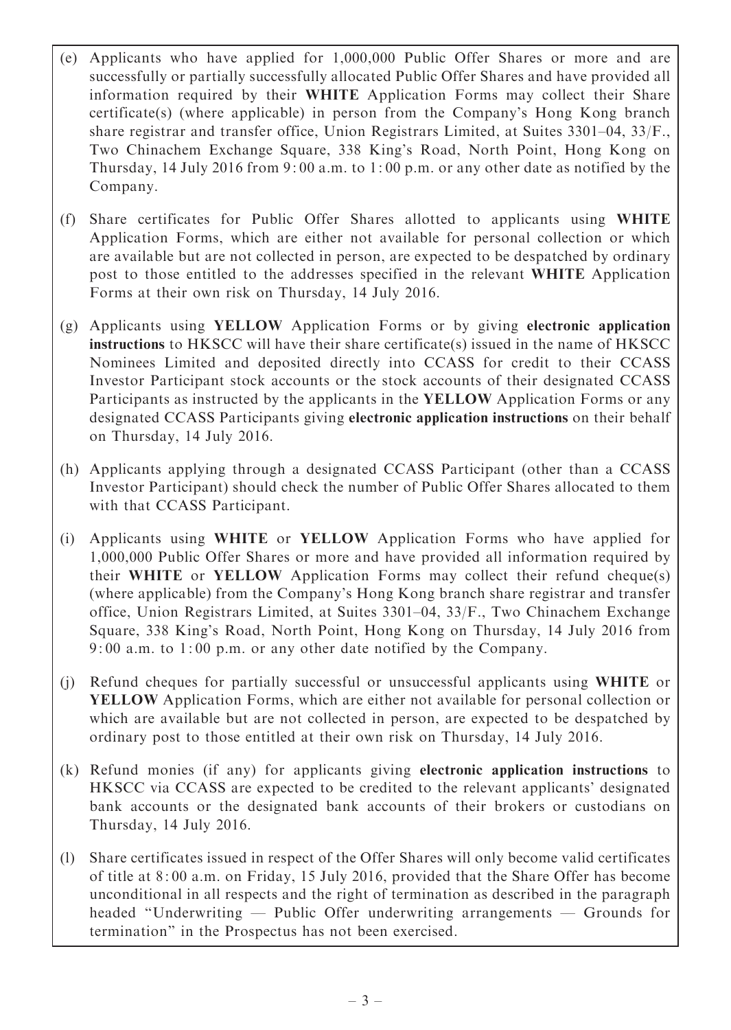(e) Applicants who have applied for 1,000,000 Public Offer Shares or more and are successfully or partially successfully allocated Public Offer Shares and have provided all information required by their **WHITE** Application Forms may collect their Share certificate(s) (where applicable) in person from the Company's Hong Kong branch share registrar and transfer office, Union Registrars Limited, at Suites 3301–04, 33/F., Two Chinachem Exchange Square, 338 King's Road, North Point, Hong Kong on Thursday, 14 July 2016 from 9:00 a.m. to 1:00 p.m. or any other date as notified by the Company.

(f) Share certificates for Public Offer Shares allotted to applicants using **WHITE** Application Forms, which are either not available for personal collection or which are available but are not collected in person, are expected to be despatched by ordinary post to those entitled to the addresses specified in the relevant **WHITE** Application Forms at their own risk on Thursday, 14 July 2016.

(g) Applicants using **YELLOW** Application Forms or by giving **electronic application instructions** to HKSCC will have their share certificate(s) issued in the name of HKSCC Nominees Limited and deposited directly into CCASS for credit to their CCASS Investor Participant stock accounts or the stock accounts of their designated CCASS Participants as instructed by the applicants in the **YELLOW** Application Forms or any designated CCASS Participants giving **electronic application instructions** on their behalf on Thursday, 14 July 2016.

(h) Applicants applying through a designated CCASS Participant (other than a CCASS Investor Participant) should check the number of Public Offer Shares allocated to them with that CCASS Participant.

(i) Applicants using **WHITE** or **YELLOW** Application Forms who have applied for 1,000,000 Public Offer Shares or more and have provided all information required by their **WHITE** or **YELLOW** Application Forms may collect their refund cheque(s) (where applicable) from the Company's Hong Kong branch share registrar and transfer office, Union Registrars Limited, at Suites 3301–04, 33/F., Two Chinachem Exchange Square, 338 King's Road, North Point, Hong Kong on Thursday, 14 July 2016 from 9:00 a.m. to 1:00 p.m. or any other date notified by the Company.

(j) Refund cheques for partially successful or unsuccessful applicants using **WHITE** or **YELLOW** Application Forms, which are either not available for personal collection or which are available but are not collected in person, are expected to be despatched by ordinary post to those entitled at their own risk on Thursday, 14 July 2016.

(k) Refund monies (if any) for applicants giving **electronic application instructions** to HKSCC via CCASS are expected to be credited to the relevant applicants' designated bank accounts or the designated bank accounts of their brokers or custodians on Thursday, 14 July 2016.

(l) Share certificates issued in respect of the Offer Shares will only become valid certificates of title at 8:00 a.m. on Friday, 15 July 2016, provided that the Share Offer has become unconditional in all respects and the right of termination as described in the paragraph headed "Underwriting — Public Offer underwriting arrangements — Grounds for termination" in the Prospectus has not been exercised.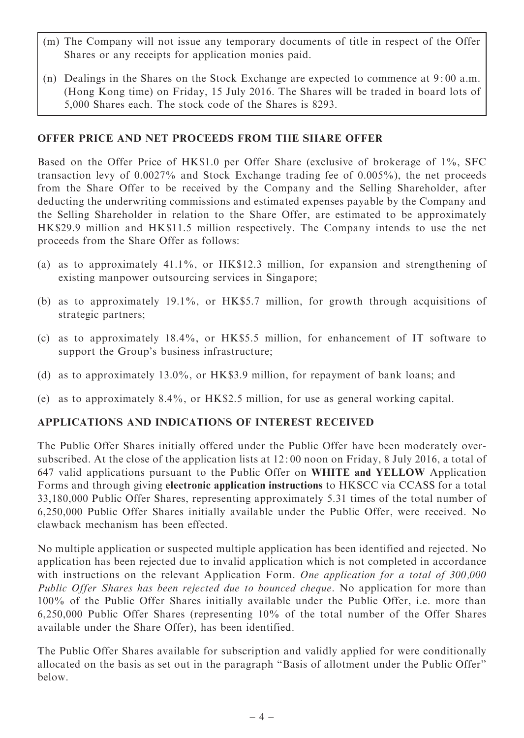(m) The Company will not issue any temporary documents of title in respect of the Offer Shares or any receipts for application monies paid.

(n) Dealings in the Shares on the Stock Exchange are expected to commence at 9:00 a.m. (Hong Kong time) on Friday, 15 July 2016. The Shares will be traded in board lots of 5,000 Shares each. The stock code of the Shares is 8293.

## OFFER PRICE AND NET PROCEEDS FROM THE SHARE OFFER

Based on the Offer Price of HK$1.0 per Offer Share (exclusive of brokerage of 1%, SFC transaction levy of 0.0027% and Stock Exchange trading fee of 0.005%), the net proceeds from the Share Offer to be received by the Company and the Selling Shareholder, after deducting the underwriting commissions and estimated expenses payable by the Company and the Selling Shareholder in relation to the Share Offer, are estimated to be approximately HK$29.9 million and HK$11.5 million respectively. The Company intends to use the net proceeds from the Share Offer as follows:

(a) as to approximately 41.1%, or HK$12.3 million, for expansion and strengthening of existing manpower outsourcing services in Singapore;

(b) as to approximately 19.1%, or HK$5.7 million, for growth through acquisitions of strategic partners;

(c) as to approximately 18.4%, or HK$5.5 million, for enhancement of IT software to support the Group's business infrastructure;

(d) as to approximately 13.0%, or HK$3.9 million, for repayment of bank loans; and

(e) as to approximately 8.4%, or HK$2.5 million, for use as general working capital.

## APPLICATIONS AND INDICATIONS OF INTEREST RECEIVED

The Public Offer Shares initially offered under the Public Offer have been moderately over-subscribed. At the close of the application lists at 12:00 noon on Friday, 8 July 2016, a total of 647 valid applications pursuant to the Public Offer on **WHITE and YELLOW** Application Forms and through giving **electronic application instructions** to HKSCC via CCASS for a total 33,180,000 Public Offer Shares, representing approximately 5.31 times of the total number of 6,250,000 Public Offer Shares initially available under the Public Offer, were received. No clawback mechanism has been effected.

No multiple application or suspected multiple application has been identified and rejected. No application has been rejected due to invalid application which is not completed in accordance with instructions on the relevant Application Form. *One application for a total of 300,000 Public Offer Shares has been rejected due to bounced cheque.* No application for more than 100% of the Public Offer Shares initially available under the Public Offer, i.e. more than 6,250,000 Public Offer Shares (representing 10% of the total number of the Offer Shares available under the Share Offer), has been identified.

The Public Offer Shares available for subscription and validly applied for were conditionally allocated on the basis as set out in the paragraph "Basis of allotment under the Public Offer" below.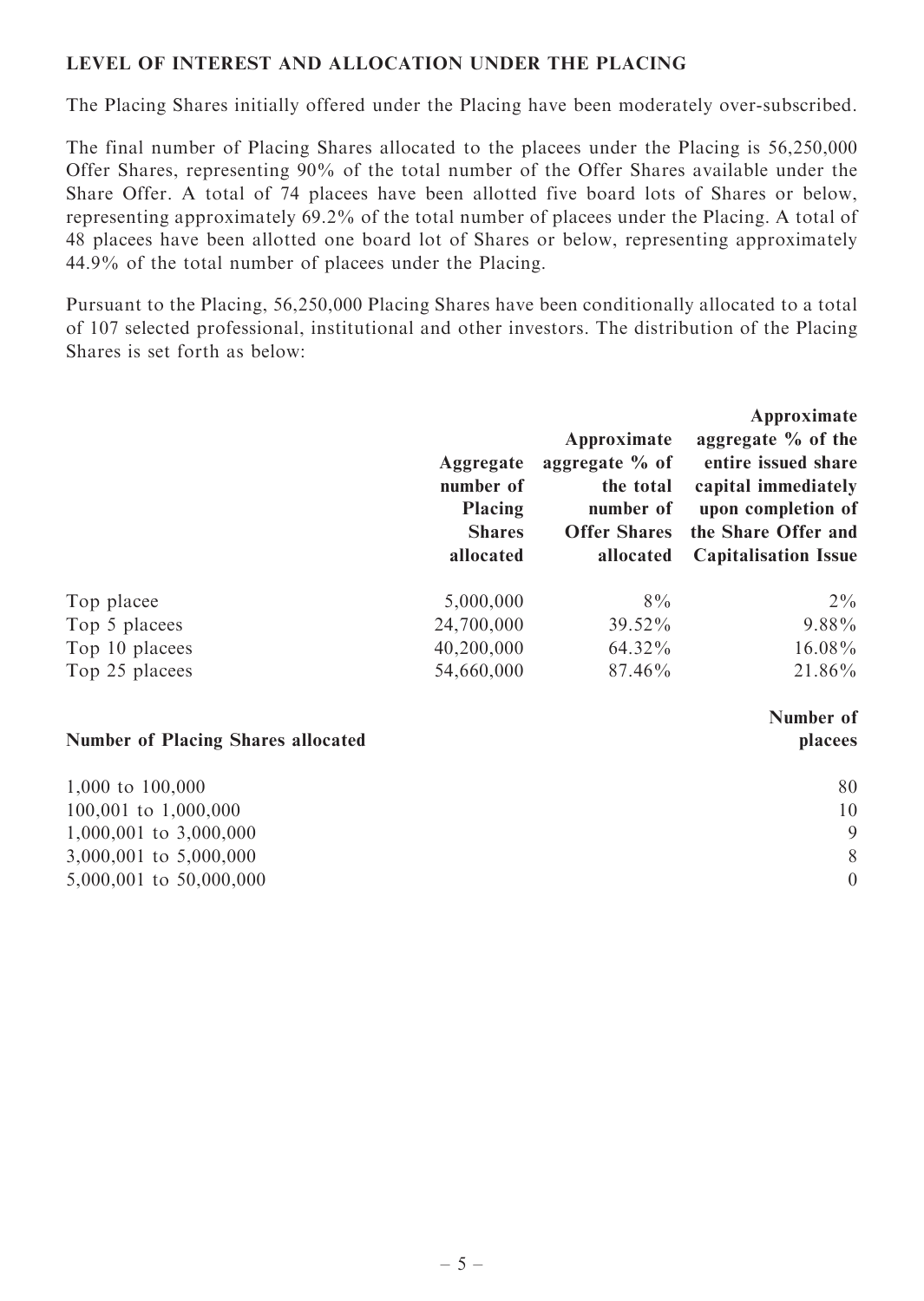### LEVEL OF INTEREST AND ALLOCATION UNDER THE PLACING

The Placing Shares initially offered under the Placing have been moderately over-subscribed.

The final number of Placing Shares allocated to the placees under the Placing is 56,250,000 Offer Shares, representing 90% of the total number of the Offer Shares available under the Share Offer. A total of 74 placees have been allotted five board lots of Shares or below, representing approximately 69.2% of the total number of placees under the Placing. A total of 48 placees have been allotted one board lot of Shares or below, representing approximately 44.9% of the total number of placees under the Placing.

Pursuant to the Placing, 56,250,000 Placing Shares have been conditionally allocated to a total of 107 selected professional, institutional and other investors. The distribution of the Placing Shares is set forth as below:

| | Aggregate number of Placing Shares allocated | Approximate aggregate % of the total number of Offer Shares allocated | Approximate aggregate % of the entire issued share capital immediately upon completion of the Share Offer and Capitalisation Issue |
|---|---|---|---|
| Top placee | 5,000,000 | 8% | 2% |
| Top 5 placees | 24,700,000 | 39.52% | 9.88% |
| Top 10 placees | 40,200,000 | 64.32% | 16.08% |
| Top 25 placees | 54,660,000 | 87.46% | 21.86% |

| Number of Placing Shares allocated | Number of placees |
|---|---|
| 1,000 to 100,000 | 80 |
| 100,001 to 1,000,000 | 10 |
| 1,000,001 to 3,000,000 | 9 |
| 3,000,001 to 5,000,000 | 8 |
| 5,000,001 to 50,000,000 | 0 |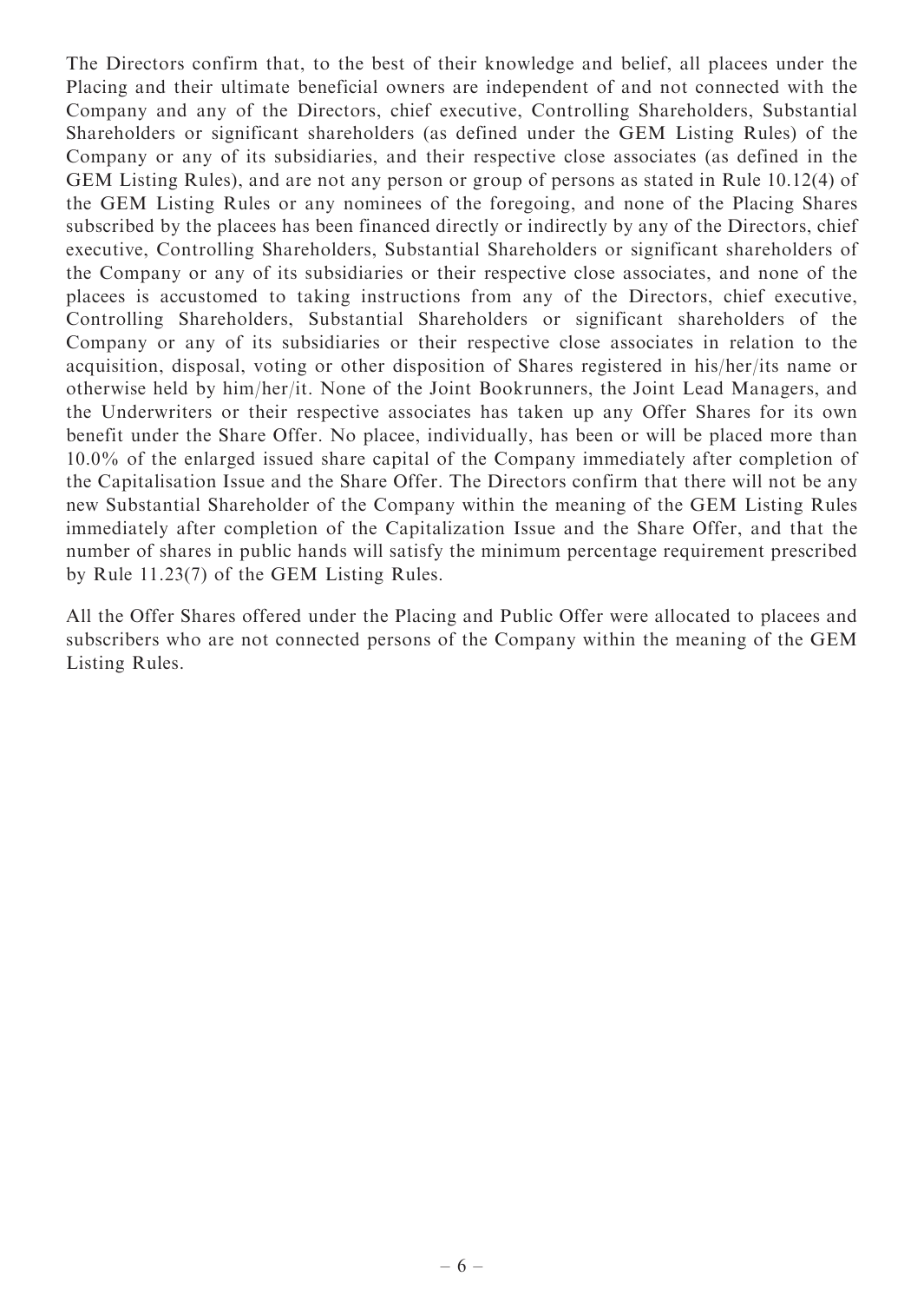The Directors confirm that, to the best of their knowledge and belief, all placees under the Placing and their ultimate beneficial owners are independent of and not connected with the Company and any of the Directors, chief executive, Controlling Shareholders, Substantial Shareholders or significant shareholders (as defined under the GEM Listing Rules) of the Company or any of its subsidiaries, and their respective close associates (as defined in the GEM Listing Rules), and are not any person or group of persons as stated in Rule 10.12(4) of the GEM Listing Rules or any nominees of the foregoing, and none of the Placing Shares subscribed by the placees has been financed directly or indirectly by any of the Directors, chief executive, Controlling Shareholders, Substantial Shareholders or significant shareholders of the Company or any of its subsidiaries or their respective close associates, and none of the placees is accustomed to taking instructions from any of the Directors, chief executive, Controlling Shareholders, Substantial Shareholders or significant shareholders of the Company or any of its subsidiaries or their respective close associates in relation to the acquisition, disposal, voting or other disposition of Shares registered in his/her/its name or otherwise held by him/her/it. None of the Joint Bookrunners, the Joint Lead Managers, and the Underwriters or their respective associates has taken up any Offer Shares for its own benefit under the Share Offer. No placee, individually, has been or will be placed more than 10.0% of the enlarged issued share capital of the Company immediately after completion of the Capitalisation Issue and the Share Offer. The Directors confirm that there will not be any new Substantial Shareholder of the Company within the meaning of the GEM Listing Rules immediately after completion of the Capitalization Issue and the Share Offer, and that the number of shares in public hands will satisfy the minimum percentage requirement prescribed by Rule 11.23(7) of the GEM Listing Rules.

All the Offer Shares offered under the Placing and Public Offer were allocated to placees and subscribers who are not connected persons of the Company within the meaning of the GEM Listing Rules.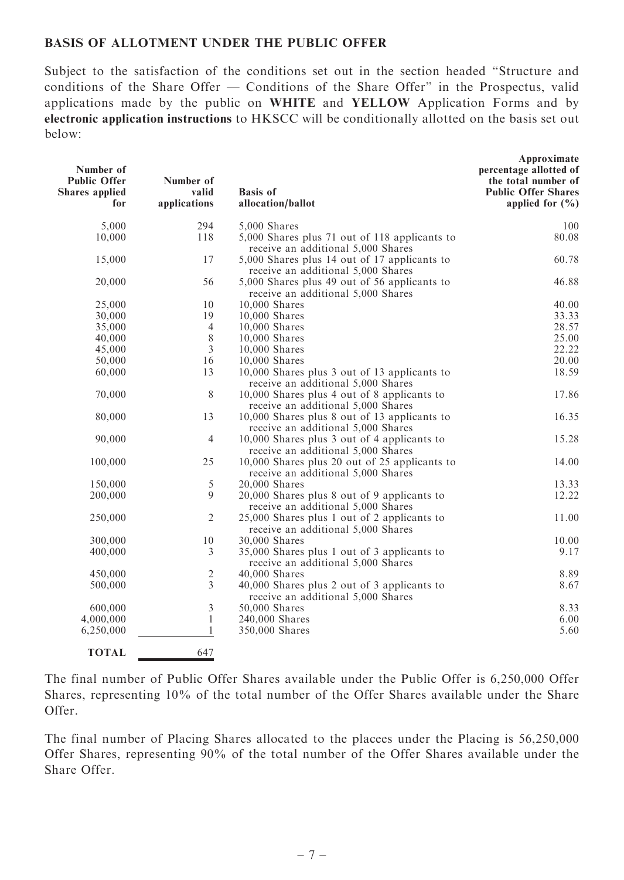## BASIS OF ALLOTMENT UNDER THE PUBLIC OFFER

Subject to the satisfaction of the conditions set out in the section headed "Structure and conditions of the Share Offer — Conditions of the Share Offer" in the Prospectus, valid applications made by the public on **WHITE** and **YELLOW** Application Forms and by **electronic application instructions** to HKSCC will be conditionally allotted on the basis set out below:

| Number of Public Offer Shares applied for | Number of valid applications | Basis of allocation/ballot | Approximate percentage allotted of the total number of Public Offer Shares applied for (%) |
|---|---|---|---|
| 5,000 | 294 | 5,000 Shares | 100 |
| 10,000 | 118 | 5,000 Shares plus 71 out of 118 applicants to receive an additional 5,000 Shares | 80.08 |
| 15,000 | 17 | 5,000 Shares plus 14 out of 17 applicants to receive an additional 5,000 Shares | 60.78 |
| 20,000 | 56 | 5,000 Shares plus 49 out of 56 applicants to receive an additional 5,000 Shares | 46.88 |
| 25,000 | 10 | 10,000 Shares | 40.00 |
| 30,000 | 19 | 10,000 Shares | 33.33 |
| 35,000 | 4 | 10,000 Shares | 28.57 |
| 40,000 | 8 | 10,000 Shares | 25.00 |
| 45,000 | 3 | 10,000 Shares | 22.22 |
| 50,000 | 16 | 10,000 Shares | 20.00 |
| 60,000 | 13 | 10,000 Shares plus 3 out of 13 applicants to receive an additional 5,000 Shares | 18.59 |
| 70,000 | 8 | 10,000 Shares plus 4 out of 8 applicants to receive an additional 5,000 Shares | 17.86 |
| 80,000 | 13 | 10,000 Shares plus 8 out of 13 applicants to receive an additional 5,000 Shares | 16.35 |
| 90,000 | 4 | 10,000 Shares plus 3 out of 4 applicants to receive an additional 5,000 Shares | 15.28 |
| 100,000 | 25 | 10,000 Shares plus 20 out of 25 applicants to receive an additional 5,000 Shares | 14.00 |
| 150,000 | 5 | 20,000 Shares | 13.33 |
| 200,000 | 9 | 20,000 Shares plus 8 out of 9 applicants to receive an additional 5,000 Shares | 12.22 |
| 250,000 | 2 | 25,000 Shares plus 1 out of 2 applicants to receive an additional 5,000 Shares | 11.00 |
| 300,000 | 10 | 30,000 Shares | 10.00 |
| 400,000 | 3 | 35,000 Shares plus 1 out of 3 applicants to receive an additional 5,000 Shares | 9.17 |
| 450,000 | 2 | 40,000 Shares | 8.89 |
| 500,000 | 3 | 40,000 Shares plus 2 out of 3 applicants to receive an additional 5,000 Shares | 8.67 |
| 600,000 | 3 | 50,000 Shares | 8.33 |
| 4,000,000 | 1 | 240,000 Shares | 6.00 |
| 6,250,000 | 1 | 350,000 Shares | 5.60 |
| **TOTAL** | 647 | | |

The final number of Public Offer Shares available under the Public Offer is 6,250,000 Offer Shares, representing 10% of the total number of the Offer Shares available under the Share Offer.

The final number of Placing Shares allocated to the placees under the Placing is 56,250,000 Offer Shares, representing 90% of the total number of the Offer Shares available under the Share Offer.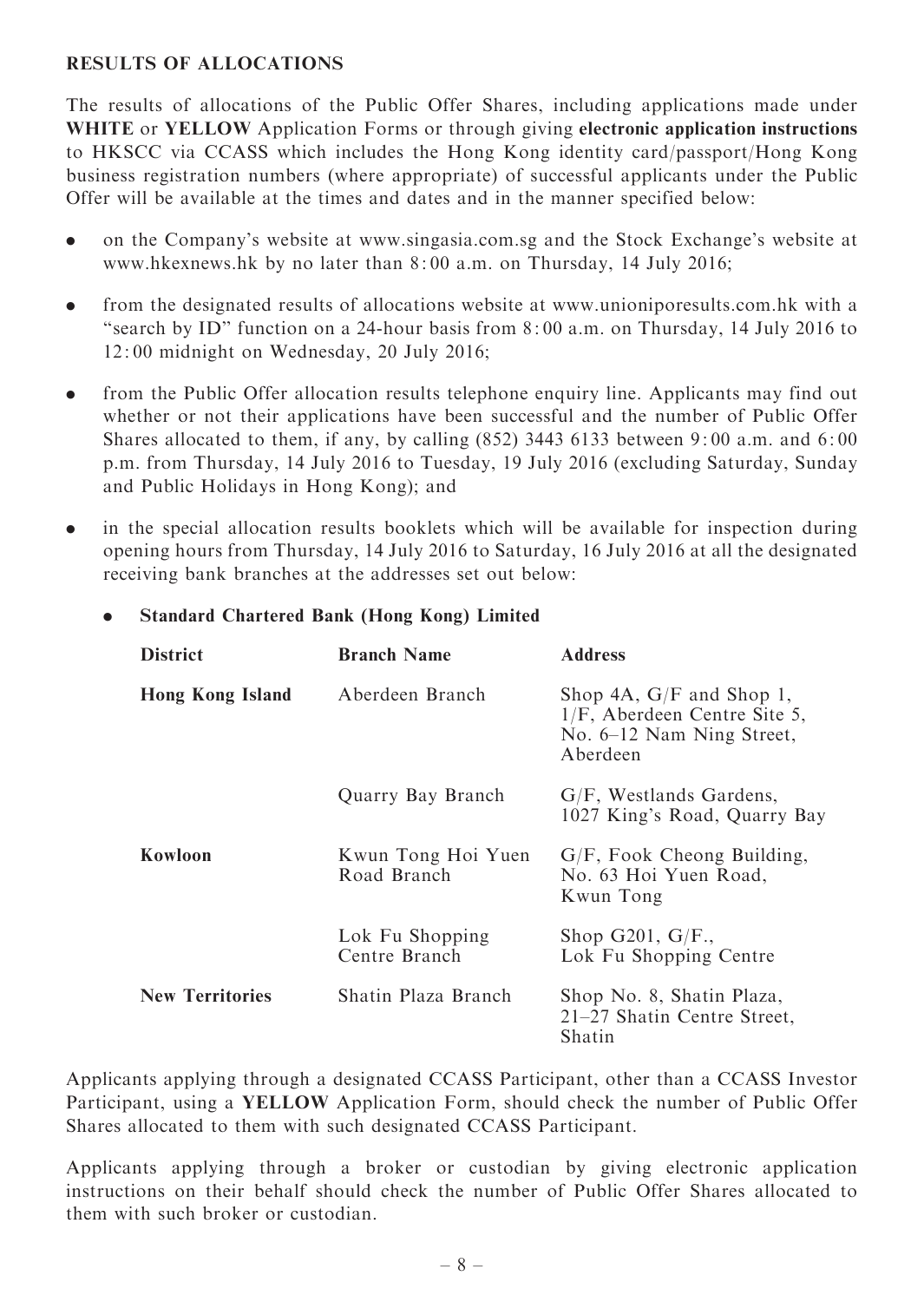## RESULTS OF ALLOCATIONS

The results of allocations of the Public Offer Shares, including applications made under **WHITE** or **YELLOW** Application Forms or through giving **electronic application instructions** to HKSCC via CCASS which includes the Hong Kong identity card/passport/Hong Kong business registration numbers (where appropriate) of successful applicants under the Public Offer will be available at the times and dates and in the manner specified below:

- on the Company's website at www.singasia.com.sg and the Stock Exchange's website at www.hkexnews.hk by no later than 8:00 a.m. on Thursday, 14 July 2016;
- from the designated results of allocations website at www.unioniporesults.com.hk with a "search by ID" function on a 24-hour basis from 8:00 a.m. on Thursday, 14 July 2016 to 12:00 midnight on Wednesday, 20 July 2016;
- from the Public Offer allocation results telephone enquiry line. Applicants may find out whether or not their applications have been successful and the number of Public Offer Shares allocated to them, if any, by calling (852) 3443 6133 between 9:00 a.m. and 6:00 p.m. from Thursday, 14 July 2016 to Tuesday, 19 July 2016 (excluding Saturday, Sunday and Public Holidays in Hong Kong); and
- in the special allocation results booklets which will be available for inspection during opening hours from Thursday, 14 July 2016 to Saturday, 16 July 2016 at all the designated receiving bank branches at the addresses set out below:
  - **Standard Chartered Bank (Hong Kong) Limited**

| District | Branch Name | Address |
|---|---|---|
| **Hong Kong Island** | Aberdeen Branch | Shop 4A, G/F and Shop 1, 1/F, Aberdeen Centre Site 5, No. 6–12 Nam Ning Street, Aberdeen |
| | Quarry Bay Branch | G/F, Westlands Gardens, 1027 King's Road, Quarry Bay |
| **Kowloon** | Kwun Tong Hoi Yuen Road Branch | G/F, Fook Cheong Building, No. 63 Hoi Yuen Road, Kwun Tong |
| | Lok Fu Shopping Centre Branch | Shop G201, G/F., Lok Fu Shopping Centre |
| **New Territories** | Shatin Plaza Branch | Shop No. 8, Shatin Plaza, 21–27 Shatin Centre Street, Shatin |

Applicants applying through a designated CCASS Participant, other than a CCASS Investor Participant, using a **YELLOW** Application Form, should check the number of Public Offer Shares allocated to them with such designated CCASS Participant.

Applicants applying through a broker or custodian by giving electronic application instructions on their behalf should check the number of Public Offer Shares allocated to them with such broker or custodian.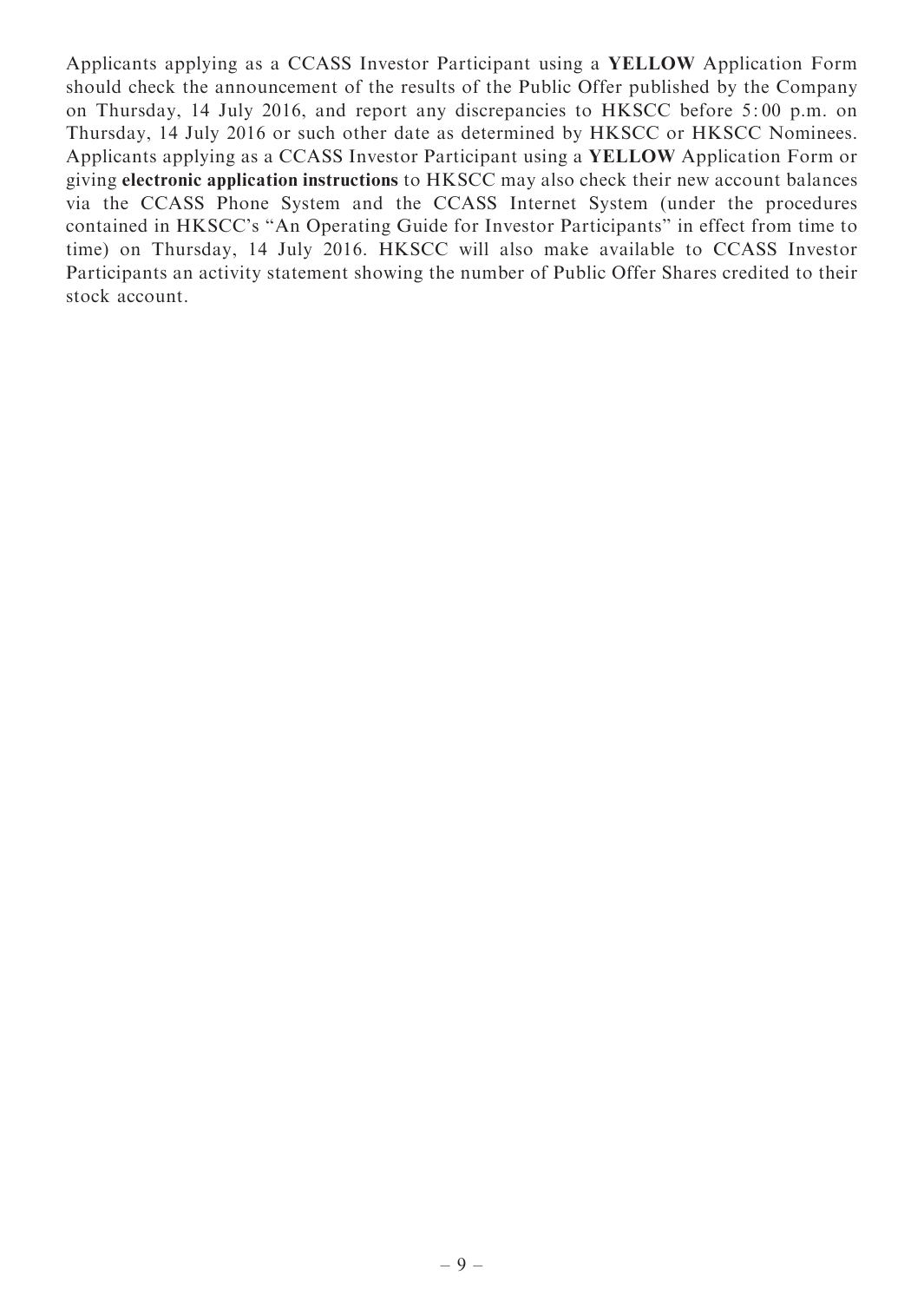Applicants applying as a CCASS Investor Participant using a **YELLOW** Application Form should check the announcement of the results of the Public Offer published by the Company on Thursday, 14 July 2016, and report any discrepancies to HKSCC before 5:00 p.m. on Thursday, 14 July 2016 or such other date as determined by HKSCC or HKSCC Nominees. Applicants applying as a CCASS Investor Participant using a **YELLOW** Application Form or giving **electronic application instructions** to HKSCC may also check their new account balances via the CCASS Phone System and the CCASS Internet System (under the procedures contained in HKSCC's "An Operating Guide for Investor Participants" in effect from time to time) on Thursday, 14 July 2016. HKSCC will also make available to CCASS Investor Participants an activity statement showing the number of Public Offer Shares credited to their stock account.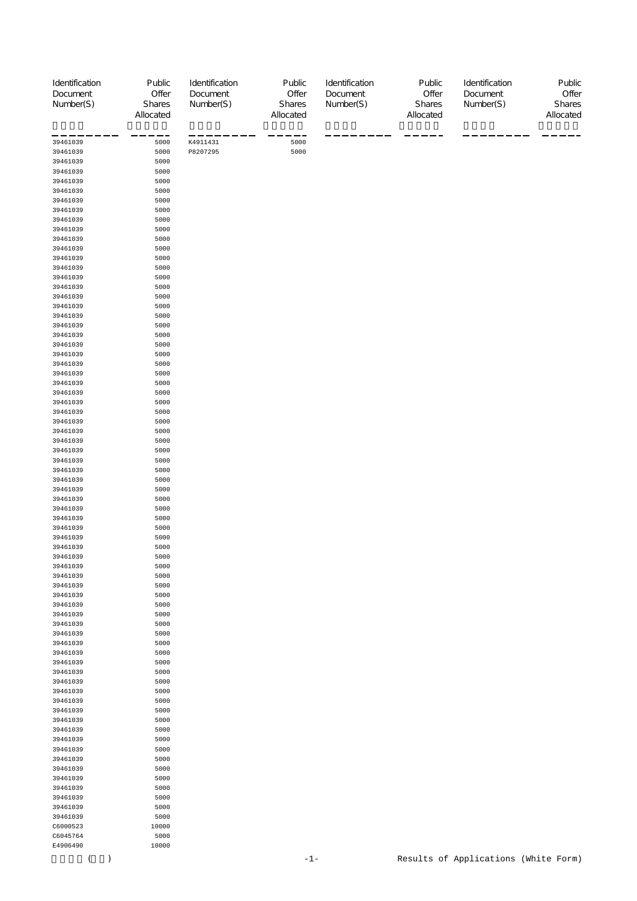| Identification Document Number(S) | Public Offer Shares Allocated | Identification Document Number(S) | Public Offer Shares Allocated | Identification Document Number(S) | Public Offer Shares Allocated | Identification Document Number(S) | Public Offer Shares Allocated |
|---|---|---|---|---|---|---|---|
| 39461039 | 5000 | K4911431 | 5000 | | | | |
| 39461039 | 5000 | P8207295 | 5000 | | | | |
| 39461039 | 5000 | | | | | | |
| 39461039 | 5000 | | | | | | |
| 39461039 | 5000 | | | | | | |
| 39461039 | 5000 | | | | | | |
| 39461039 | 5000 | | | | | | |
| 39461039 | 5000 | | | | | | |
| 39461039 | 5000 | | | | | | |
| 39461039 | 5000 | | | | | | |
| 39461039 | 5000 | | | | | | |
| 39461039 | 5000 | | | | | | |
| 39461039 | 5000 | | | | | | |
| 39461039 | 5000 | | | | | | |
| 39461039 | 5000 | | | | | | |
| 39461039 | 5000 | | | | | | |
| 39461039 | 5000 | | | | | | |
| 39461039 | 5000 | | | | | | |
| 39461039 | 5000 | | | | | | |
| 39461039 | 5000 | | | | | | |
| 39461039 | 5000 | | | | | | |
| 39461039 | 5000 | | | | | | |
| 39461039 | 5000 | | | | | | |
| 39461039 | 5000 | | | | | | |
| 39461039 | 5000 | | | | | | |
| 39461039 | 5000 | | | | | | |
| 39461039 | 5000 | | | | | | |
| 39461039 | 5000 | | | | | | |
| 39461039 | 5000 | | | | | | |
| 39461039 | 5000 | | | | | | |
| 39461039 | 5000 | | | | | | |
| 39461039 | 5000 | | | | | | |
| 39461039 | 5000 | | | | | | |
| 39461039 | 5000 | | | | | | |
| 39461039 | 5000 | | | | | | |
| 39461039 | 5000 | | | | | | |
| 39461039 | 5000 | | | | | | |
| 39461039 | 5000 | | | | | | |
| 39461039 | 5000 | | | | | | |
| 39461039 | 5000 | | | | | | |
| 39461039 | 5000 | | | | | | |
| 39461039 | 5000 | | | | | | |
| 39461039 | 5000 | | | | | | |
| 39461039 | 5000 | | | | | | |
| 39461039 | 5000 | | | | | | |
| 39461039 | 5000 | | | | | | |
| 39461039 | 5000 | | | | | | |
| 39461039 | 5000 | | | | | | |
| 39461039 | 5000 | | | | | | |
| 39461039 | 5000 | | | | | | |
| 39461039 | 5000 | | | | | | |
| 39461039 | 5000 | | | | | | |
| 39461039 | 5000 | | | | | | |
| 39461039 | 5000 | | | | | | |
| 39461039 | 5000 | | | | | | |
| 39461039 | 5000 | | | | | | |
| 39461039 | 5000 | | | | | | |
| 39461039 | 5000 | | | | | | |
| 39461039 | 5000 | | | | | | |
| 39461039 | 5000 | | | | | | |
| 39461039 | 5000 | | | | | | |
| 39461039 | 5000 | | | | | | |
| 39461039 | 5000 | | | | | | |
| 39461039 | 5000 | | | | | | |
| 39461039 | 5000 | | | | | | |
| 39461039 | 5000 | | | | | | |
| 39461039 | 5000 | | | | | | |
| 39461039 | 5000 | | | | | | |
| 39461039 | 5000 | | | | | | |
| 39461039 | 5000 | | | | | | |
| 39461039 | 5000 | | | | | | |
| C6000523 | 10000 | | | | | | |
| C6045764 | 5000 | | | | | | |
| E4906490 | 10000 | | | | | | |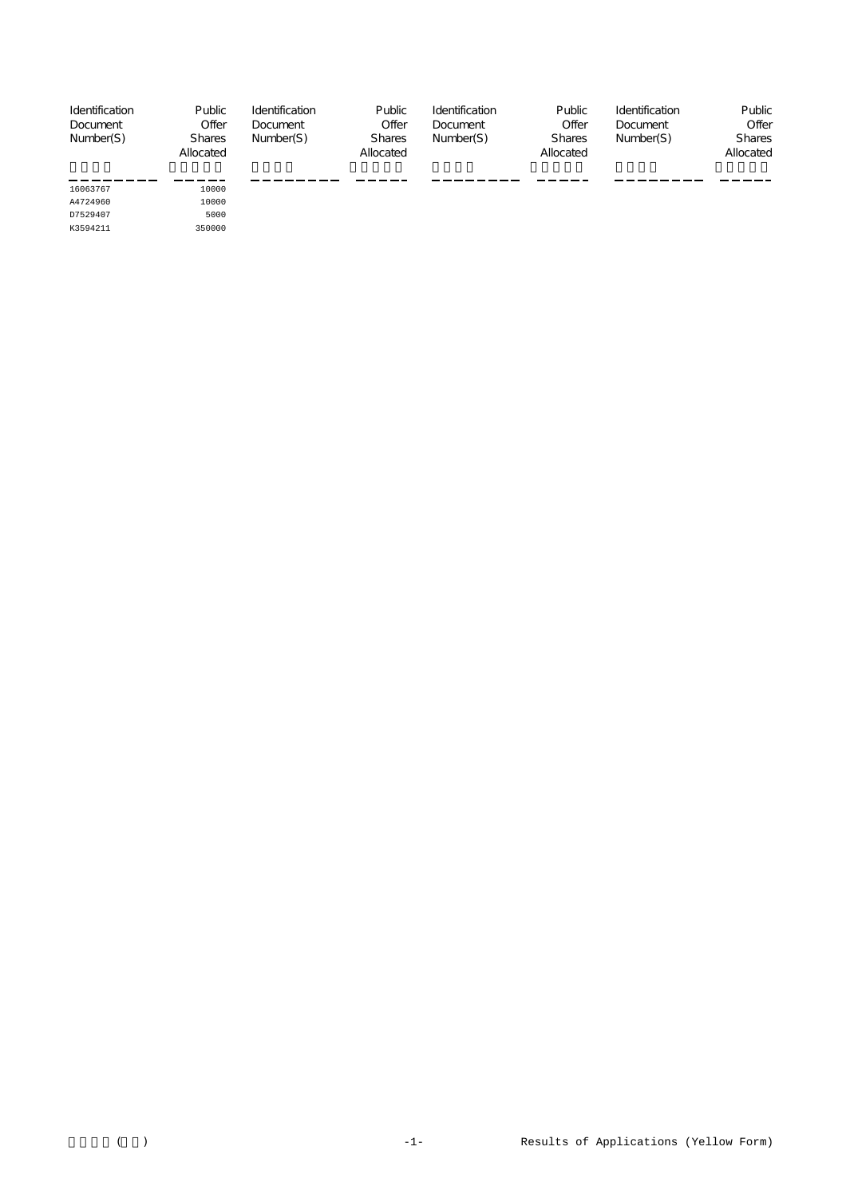| Identification Document Number(S) | Public Offer Shares Allocated | Identification Document Number(S) | Public Offer Shares Allocated | Identification Document Number(S) | Public Offer Shares Allocated | Identification Document Number(S) | Public Offer Shares Allocated |
|---|---|---|---|---|---|---|---|
| 16063767 | 10000 | | | | | | |
| A4724960 | 10000 | | | | | | |
| D7529407 | 5000 | | | | | | |
| K3594211 | 350000 | | | | | | |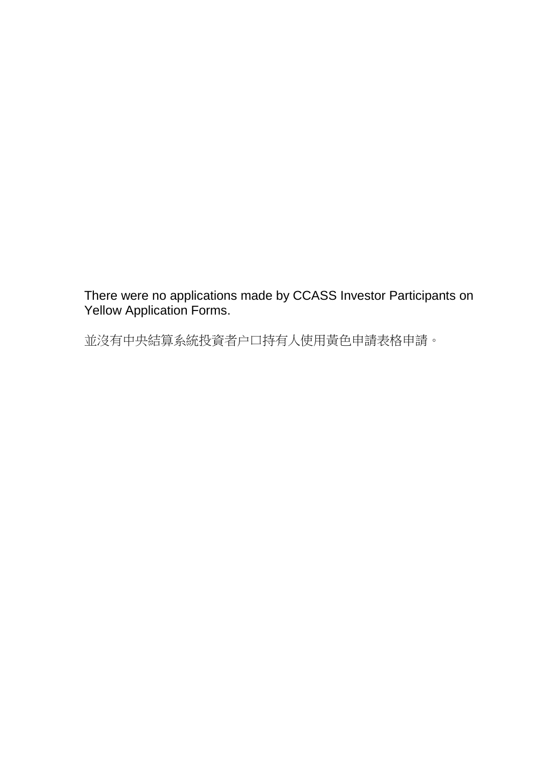There were no applications made by CCASS Investor Participants on Yellow Application Forms.

並沒有中央結算系統投資者户口持有人使用黃色申請表格申請。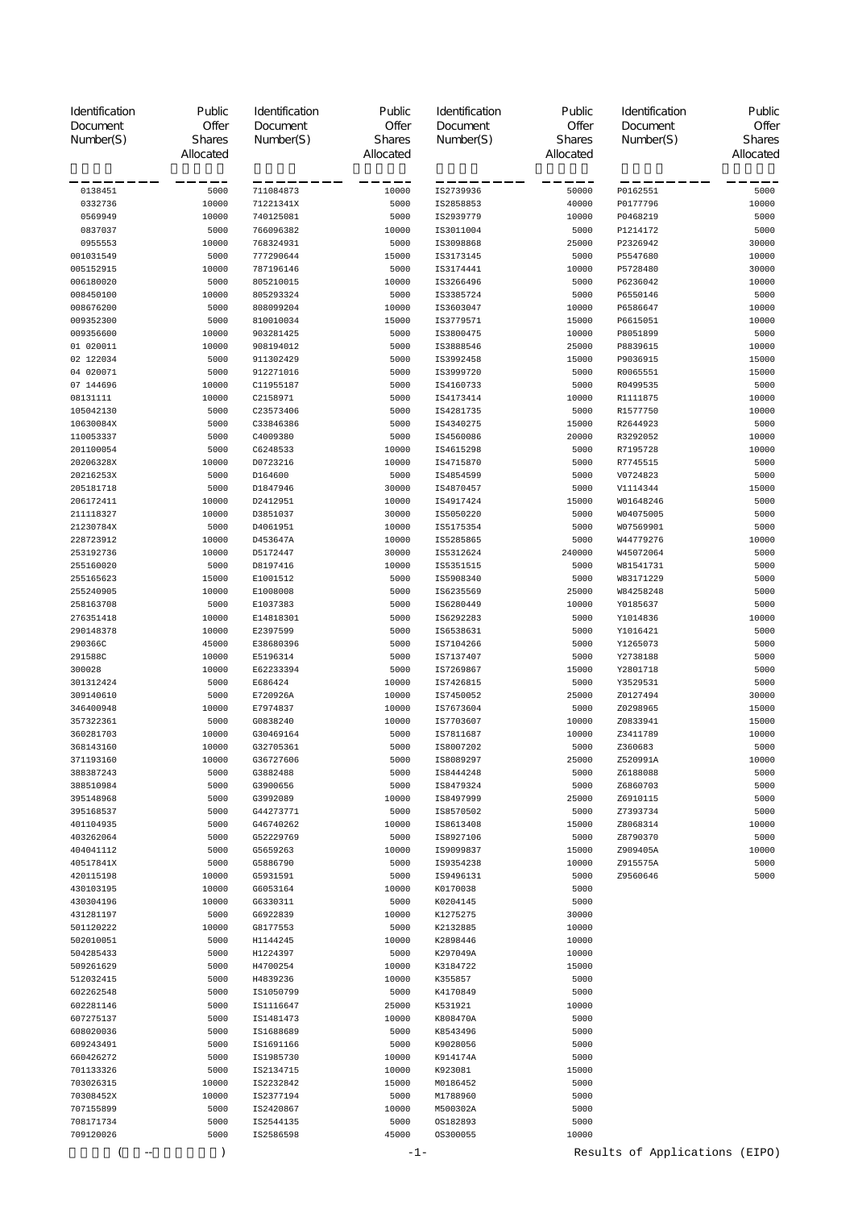| Identification Document Number(S) | Public Offer Shares Allocated | Identification Document Number(S) | Public Offer Shares Allocated | Identification Document Number(S) | Public Offer Shares Allocated | Identification Document Number(S) | Public Offer Shares Allocated |
|---|---|---|---|---|---|---|---|
| 0138451 | 5000 | 711084873 | 10000 | IS2739936 | 50000 | P0162551 | 5000 |
| 0332736 | 10000 | 71221341X | 5000 | IS2858853 | 40000 | P0177796 | 10000 |
| 0569949 | 10000 | 740125081 | 5000 | IS2939779 | 10000 | P0468219 | 5000 |
| 0837037 | 5000 | 766096382 | 10000 | IS3011004 | 5000 | P1214172 | 5000 |
| 0955553 | 10000 | 768324931 | 5000 | IS3098868 | 25000 | P2326942 | 30000 |
| 001031549 | 5000 | 777290644 | 15000 | IS3173145 | 5000 | P5547680 | 10000 |
| 005152915 | 10000 | 787196146 | 5000 | IS3174441 | 10000 | P5728480 | 30000 |
| 006180020 | 5000 | 805210015 | 10000 | IS3266496 | 5000 | P6236042 | 10000 |
| 008450100 | 10000 | 805293324 | 5000 | IS3385724 | 5000 | P6550146 | 5000 |
| 008676200 | 5000 | 808099204 | 10000 | IS3603047 | 10000 | P6586647 | 10000 |
| 009352300 | 5000 | 810010034 | 15000 | IS3779571 | 15000 | P6615051 | 10000 |
| 009356600 | 10000 | 903281425 | 5000 | IS3800475 | 10000 | P8051899 | 5000 |
| 01 020011 | 10000 | 908194012 | 5000 | IS3888546 | 25000 | P8839615 | 10000 |
| 02 122034 | 5000 | 911302429 | 5000 | IS3992458 | 15000 | P9036915 | 15000 |
| 04 020071 | 5000 | 912271016 | 5000 | IS3999720 | 5000 | R0065551 | 15000 |
| 07 144696 | 10000 | C11955187 | 5000 | IS4160733 | 5000 | R0499535 | 5000 |
| 08131111 | 10000 | C2158971 | 5000 | IS4173414 | 10000 | R1111875 | 10000 |
| 105042130 | 5000 | C23573406 | 5000 | IS4281735 | 5000 | R1577750 | 10000 |
| 10630084X | 5000 | C33846386 | 5000 | IS4340275 | 15000 | R2644923 | 5000 |
| 110053337 | 5000 | C4009380 | 5000 | IS4560086 | 20000 | R3292052 | 10000 |
| 201100054 | 5000 | C6248533 | 10000 | IS4615298 | 5000 | R7195728 | 10000 |
| 20206328X | 10000 | D0723216 | 10000 | IS4715870 | 5000 | R7745515 | 5000 |
| 20216253X | 5000 | D164600 | 5000 | IS4854599 | 5000 | V0724823 | 5000 |
| 205181718 | 5000 | D1847946 | 30000 | IS4870457 | 5000 | V1114344 | 15000 |
| 206172411 | 10000 | D2412951 | 10000 | IS4917424 | 15000 | W01648246 | 5000 |
| 211118327 | 10000 | D3851037 | 30000 | IS5050220 | 5000 | W04075005 | 5000 |
| 21230784X | 5000 | D4061951 | 10000 | IS5175354 | 5000 | W07569901 | 5000 |
| 228723912 | 10000 | D453647A | 10000 | IS5285865 | 5000 | W44779276 | 10000 |
| 253192736 | 10000 | D5172447 | 30000 | IS5312624 | 240000 | W45072064 | 5000 |
| 255160020 | 5000 | D8197416 | 10000 | IS5351515 | 5000 | W81541731 | 5000 |
| 255165623 | 15000 | E1001512 | 5000 | IS5908340 | 5000 | W83171229 | 5000 |
| 255240905 | 10000 | E1008008 | 5000 | IS6235569 | 25000 | W84258248 | 5000 |
| 258163708 | 5000 | E1037383 | 5000 | IS6280449 | 10000 | Y0185637 | 5000 |
| 276351418 | 10000 | E14818301 | 5000 | IS6292283 | 5000 | Y1014836 | 10000 |
| 290148378 | 10000 | E2397599 | 5000 | IS6538631 | 5000 | Y1016421 | 5000 |
| 290366C | 45000 | E38680396 | 5000 | IS7104266 | 5000 | Y1265073 | 5000 |
| 291588C | 10000 | E5196314 | 5000 | IS7137407 | 5000 | Y2738188 | 5000 |
| 300028 | 10000 | E62233394 | 5000 | IS7269867 | 15000 | Y2801718 | 5000 |
| 301312424 | 5000 | E686424 | 10000 | IS7426815 | 5000 | Y3529531 | 5000 |
| 309140610 | 5000 | E720926A | 10000 | IS7450052 | 25000 | Z0127494 | 30000 |
| 346400948 | 10000 | E7974837 | 10000 | IS7673604 | 5000 | Z0298965 | 15000 |
| 357322361 | 5000 | G0838240 | 10000 | IS7703607 | 10000 | Z0833941 | 15000 |
| 360281703 | 10000 | G30469164 | 5000 | IS7811687 | 10000 | Z3411789 | 10000 |
| 368143160 | 10000 | G32705361 | 5000 | IS8007202 | 5000 | Z360683 | 5000 |
| 371193160 | 10000 | G36727606 | 5000 | IS8089297 | 25000 | Z520991A | 10000 |
| 388387243 | 5000 | G3882488 | 5000 | IS8444248 | 5000 | Z6188088 | 5000 |
| 388510984 | 5000 | G3900656 | 5000 | IS8479324 | 5000 | Z6860703 | 5000 |
| 395148968 | 5000 | G3992089 | 10000 | IS8497999 | 25000 | Z6910115 | 5000 |
| 395168537 | 5000 | G44273771 | 5000 | IS8570502 | 5000 | Z7393734 | 5000 |
| 401104935 | 5000 | G46740262 | 10000 | IS8613408 | 15000 | Z8068314 | 10000 |
| 403262064 | 5000 | G52229769 | 5000 | IS8927106 | 5000 | Z8790370 | 5000 |
| 404041112 | 5000 | G5659263 | 10000 | IS9099837 | 15000 | Z909405A | 10000 |
| 40517841X | 5000 | G5886790 | 5000 | IS9354238 | 10000 | Z915575A | 5000 |
| 420115198 | 10000 | G5931591 | 5000 | IS9496131 | 5000 | Z9560646 | 5000 |
| 430103195 | 10000 | G6053164 | 10000 | K0170038 | 5000 | | |
| 430304196 | 10000 | G6330311 | 5000 | K0204145 | 5000 | | |
| 431281197 | 5000 | G6922839 | 10000 | K1275275 | 30000 | | |
| 501120222 | 10000 | G8177553 | 5000 | K2132885 | 10000 | | |
| 502010051 | 5000 | H1144245 | 10000 | K2898446 | 10000 | | |
| 504285433 | 5000 | H1224397 | 5000 | K297049A | 10000 | | |
| 509261629 | 5000 | H4700254 | 10000 | K3184722 | 15000 | | |
| 512032415 | 5000 | H4839236 | 10000 | K355857 | 5000 | | |
| 602262548 | 5000 | IS1050799 | 5000 | K4170849 | 5000 | | |
| 602281146 | 5000 | IS1116647 | 25000 | K531921 | 10000 | | |
| 607275137 | 5000 | IS1481473 | 10000 | K808470A | 5000 | | |
| 608020036 | 5000 | IS1688689 | 5000 | K8543496 | 5000 | | |
| 609243491 | 5000 | IS1691166 | 5000 | K9028056 | 5000 | | |
| 660426272 | 5000 | IS1985730 | 10000 | K914174A | 5000 | | |
| 701133326 | 5000 | IS2134715 | 10000 | K923081 | 15000 | | |
| 703026315 | 10000 | IS2232842 | 15000 | M0186452 | 5000 | | |
| 70308452X | 10000 | IS2377194 | 5000 | M1788960 | 5000 | | |
| 707155899 | 5000 | IS2420867 | 10000 | M500302A | 5000 | | |
| 708171734 | 5000 | IS2544135 | 5000 | OS182893 | 5000 | | |
| 709120026 | 5000 | IS2586598 | 45000 | OS300055 | 10000 | | |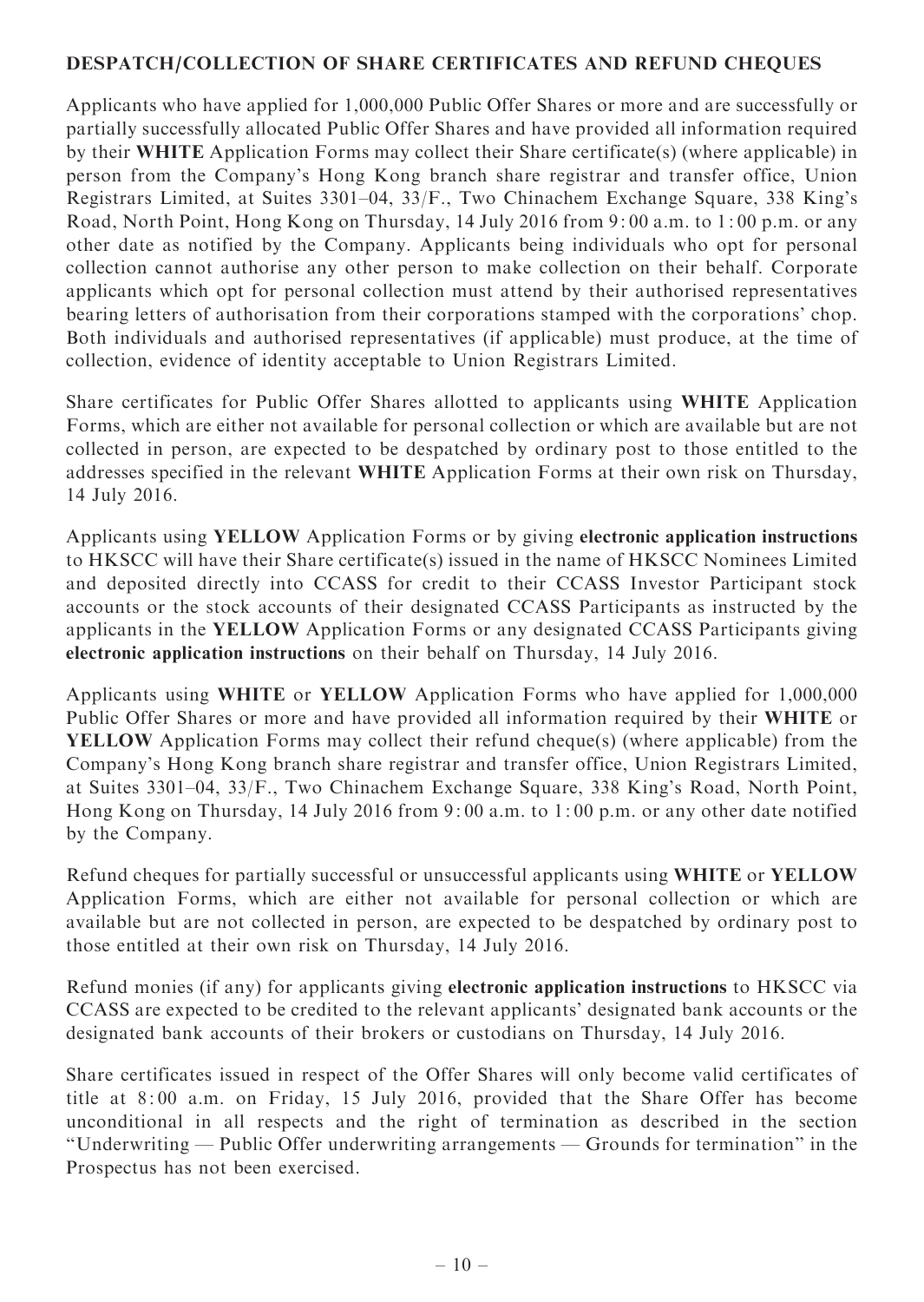## DESPATCH/COLLECTION OF SHARE CERTIFICATES AND REFUND CHEQUES

Applicants who have applied for 1,000,000 Public Offer Shares or more and are successfully or partially successfully allocated Public Offer Shares and have provided all information required by their **WHITE** Application Forms may collect their Share certificate(s) (where applicable) in person from the Company's Hong Kong branch share registrar and transfer office, Union Registrars Limited, at Suites 3301–04, 33/F., Two Chinachem Exchange Square, 338 King's Road, North Point, Hong Kong on Thursday, 14 July 2016 from 9:00 a.m. to 1:00 p.m. or any other date as notified by the Company. Applicants being individuals who opt for personal collection cannot authorise any other person to make collection on their behalf. Corporate applicants which opt for personal collection must attend by their authorised representatives bearing letters of authorisation from their corporations stamped with the corporations' chop. Both individuals and authorised representatives (if applicable) must produce, at the time of collection, evidence of identity acceptable to Union Registrars Limited.

Share certificates for Public Offer Shares allotted to applicants using **WHITE** Application Forms, which are either not available for personal collection or which are available but are not collected in person, are expected to be despatched by ordinary post to those entitled to the addresses specified in the relevant **WHITE** Application Forms at their own risk on Thursday, 14 July 2016.

Applicants using **YELLOW** Application Forms or by giving **electronic application instructions** to HKSCC will have their Share certificate(s) issued in the name of HKSCC Nominees Limited and deposited directly into CCASS for credit to their CCASS Investor Participant stock accounts or the stock accounts of their designated CCASS Participants as instructed by the applicants in the **YELLOW** Application Forms or any designated CCASS Participants giving **electronic application instructions** on their behalf on Thursday, 14 July 2016.

Applicants using **WHITE** or **YELLOW** Application Forms who have applied for 1,000,000 Public Offer Shares or more and have provided all information required by their **WHITE** or **YELLOW** Application Forms may collect their refund cheque(s) (where applicable) from the Company's Hong Kong branch share registrar and transfer office, Union Registrars Limited, at Suites 3301–04, 33/F., Two Chinachem Exchange Square, 338 King's Road, North Point, Hong Kong on Thursday, 14 July 2016 from 9:00 a.m. to 1:00 p.m. or any other date notified by the Company.

Refund cheques for partially successful or unsuccessful applicants using **WHITE** or **YELLOW** Application Forms, which are either not available for personal collection or which are available but are not collected in person, are expected to be despatched by ordinary post to those entitled at their own risk on Thursday, 14 July 2016.

Refund monies (if any) for applicants giving **electronic application instructions** to HKSCC via CCASS are expected to be credited to the relevant applicants' designated bank accounts or the designated bank accounts of their brokers or custodians on Thursday, 14 July 2016.

Share certificates issued in respect of the Offer Shares will only become valid certificates of title at 8:00 a.m. on Friday, 15 July 2016, provided that the Share Offer has become unconditional in all respects and the right of termination as described in the section "Underwriting — Public Offer underwriting arrangements — Grounds for termination" in the Prospectus has not been exercised.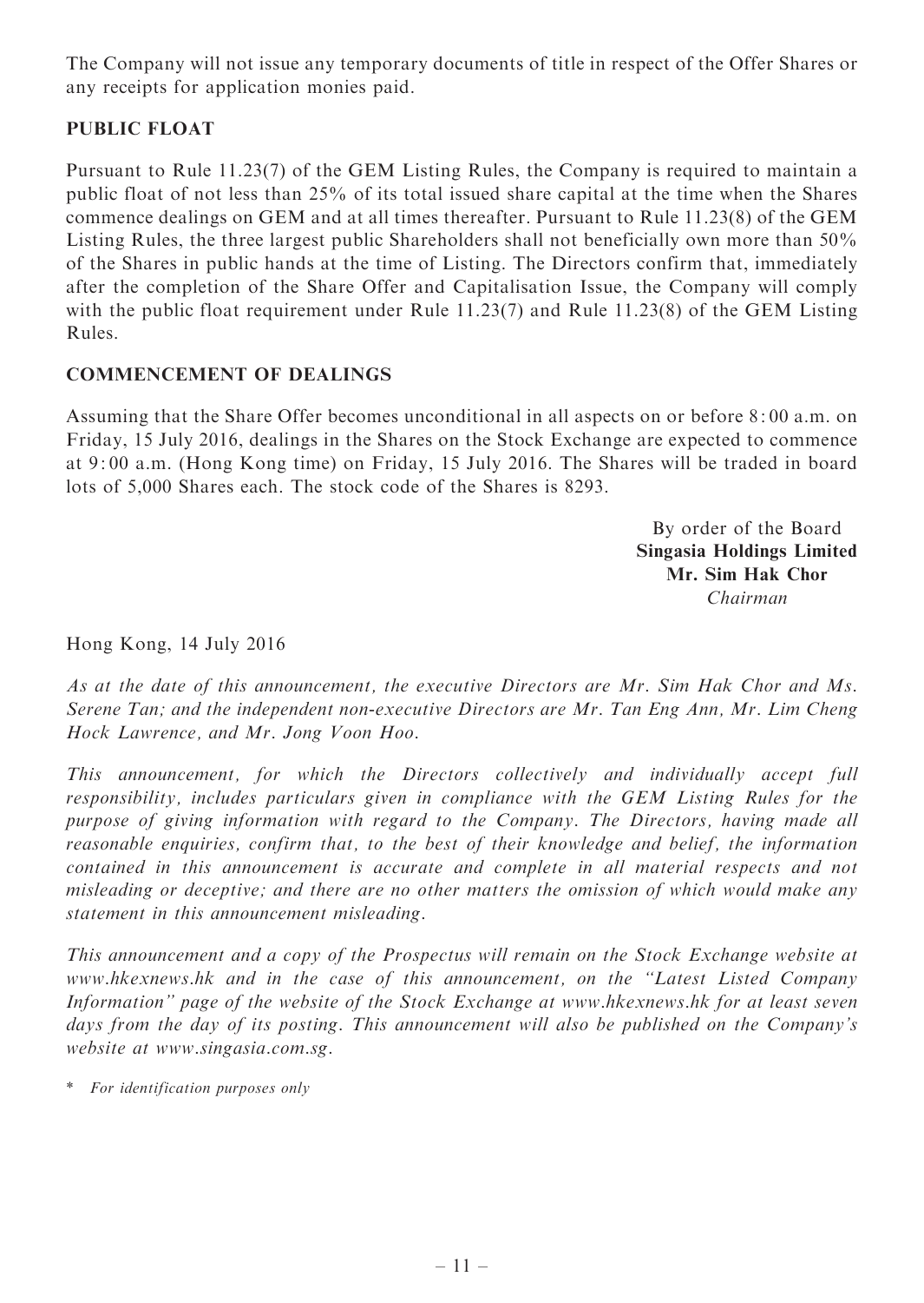The Company will not issue any temporary documents of title in respect of the Offer Shares or any receipts for application monies paid.

## PUBLIC FLOAT

Pursuant to Rule 11.23(7) of the GEM Listing Rules, the Company is required to maintain a public float of not less than 25% of its total issued share capital at the time when the Shares commence dealings on GEM and at all times thereafter. Pursuant to Rule 11.23(8) of the GEM Listing Rules, the three largest public Shareholders shall not beneficially own more than 50% of the Shares in public hands at the time of Listing. The Directors confirm that, immediately after the completion of the Share Offer and Capitalisation Issue, the Company will comply with the public float requirement under Rule 11.23(7) and Rule 11.23(8) of the GEM Listing Rules.

## COMMENCEMENT OF DEALINGS

Assuming that the Share Offer becomes unconditional in all aspects on or before 8:00 a.m. on Friday, 15 July 2016, dealings in the Shares on the Stock Exchange are expected to commence at 9:00 a.m. (Hong Kong time) on Friday, 15 July 2016. The Shares will be traded in board lots of 5,000 Shares each. The stock code of the Shares is 8293.

By order of the Board
**Singasia Holdings Limited**
**Mr. Sim Hak Chor**
*Chairman*

Hong Kong, 14 July 2016

*As at the date of this announcement, the executive Directors are Mr. Sim Hak Chor and Ms. Serene Tan; and the independent non-executive Directors are Mr. Tan Eng Ann, Mr. Lim Cheng Hock Lawrence, and Mr. Jong Voon Hoo.*

*This announcement, for which the Directors collectively and individually accept full responsibility, includes particulars given in compliance with the GEM Listing Rules for the purpose of giving information with regard to the Company. The Directors, having made all reasonable enquiries, confirm that, to the best of their knowledge and belief, the information contained in this announcement is accurate and complete in all material respects and not misleading or deceptive; and there are no other matters the omission of which would make any statement in this announcement misleading.*

*This announcement and a copy of the Prospectus will remain on the Stock Exchange website at www.hkexnews.hk and in the case of this announcement, on the "Latest Listed Company Information" page of the website of the Stock Exchange at www.hkexnews.hk for at least seven days from the day of its posting. This announcement will also be published on the Company's website at www.singasia.com.sg.*

\* *For identification purposes only*